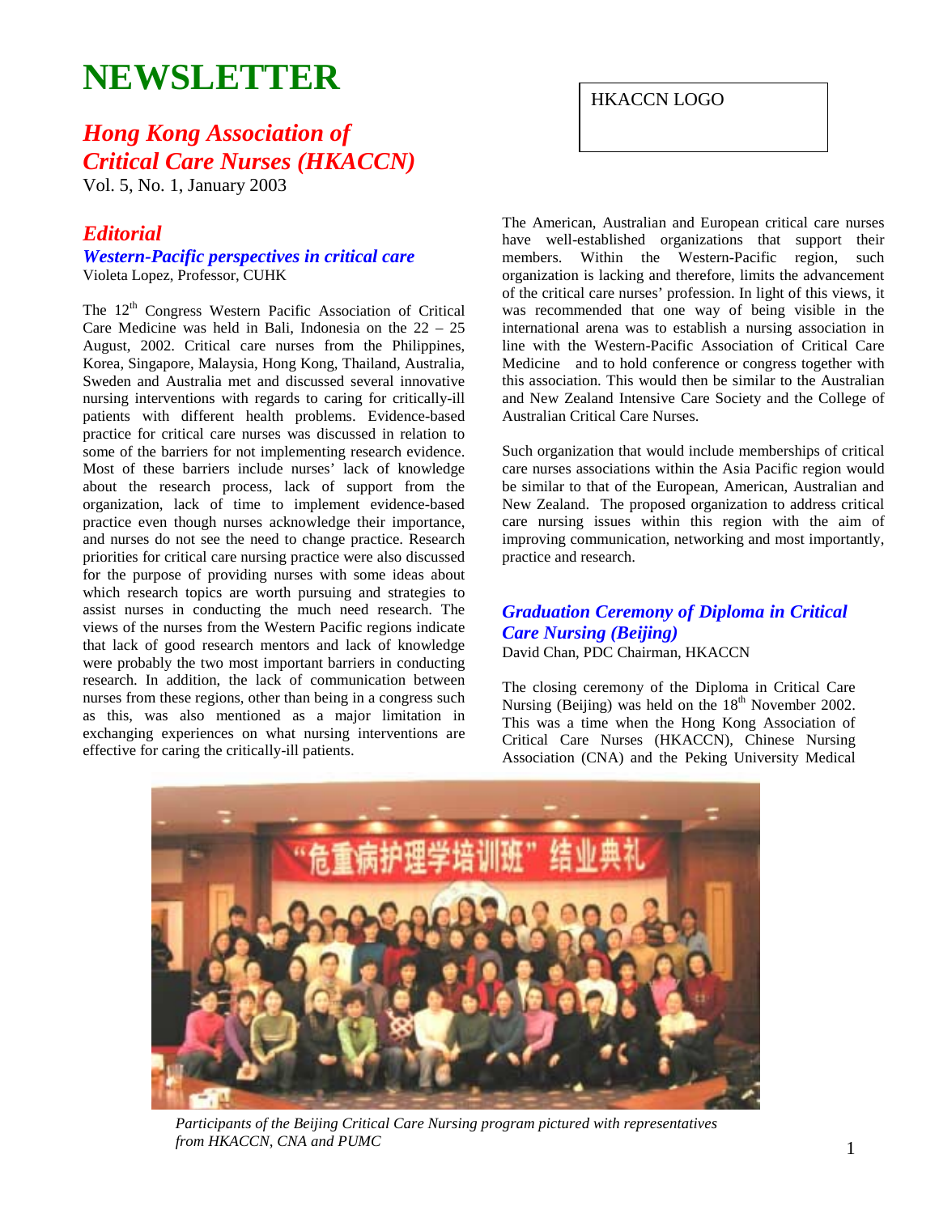# NEWSLETTER

## *Hong Kong Association of Critical Care Nurses (HKACCN)*

Vol. 5, No. 1, January 2003

HKACCN LOGO

## *Editorial*

### *Western-Pacific perspectives in critical care*

Violeta Lopez, Professor, CUHK

The 12th Congress Western Pacific Association of Critical Care Medicine was held in Bali, Indonesia on the 22 – 25 August, 2002. Critical care nurses from the Philippines, Korea, Singapore, Malaysia, Hong Kong, Thailand, Australia, Sweden and Australia met and discussed several innovative nursing interventions with regards to caring for critically-ill patients with different health problems. Evidence-based practice for critical care nurses was discussed in relation to some of the barriers for not implementing research evidence. Most of these barriers include nurses' lack of knowledge about the research process, lack of support from the organization, lack of time to implement evidence-based practice even though nurses acknowledge their importance, and nurses do not see the need to change practice. Research priorities for critical care nursing practice were also discussed for the purpose of providing nurses with some ideas about which research topics are worth pursuing and strategies to assist nurses in conducting the much need research. The views of the nurses from the Western Pacific regions indicate that lack of good research mentors and lack of knowledge were probably the two most important barriers in conducting research. In addition, the lack of communication between nurses from these regions, other than being in a congress such as this, was also mentioned as a major limitation in exchanging experiences on what nursing interventions are effective for caring the critically-ill patients.

The American, Australian and European critical care nurses have well-established organizations that support their members. Within the Western-Pacific region, such organization is lacking and therefore, limits the advancement of the critical care nurses' profession. In light of this views, it was recommended that one way of being visible in the international arena was to establish a nursing association in line with the Western-Pacific Association of Critical Care Medicine and to hold conference or congress together with this association. This would then be similar to the Australian and New Zealand Intensive Care Society and the College of Australian Critical Care Nurses.

Such organization that would include memberships of critical care nurses associations within the Asia Pacific region would be similar to that of the European, American, Australian and New Zealand. The proposed organization to address critical care nursing issues within this region with the aim of improving communication, networking and most importantly, practice and research.

### *Graduation Ceremony of Diploma in Critical Care Nursing (Beijing)*

David Chan, PDC Chairman, HKACCN

The closing ceremony of the Diploma in Critical Care Nursing (Beijing) was held on the 18th November 2002. This was a time when the Hong Kong Association of Critical Care Nurses (HKACCN), Chinese Nursing Association (CNA) and the Peking University Medical

*Participants of the Beijing Critical Care Nursing program pictured with representatives from HKACCN, CNA and PUMC*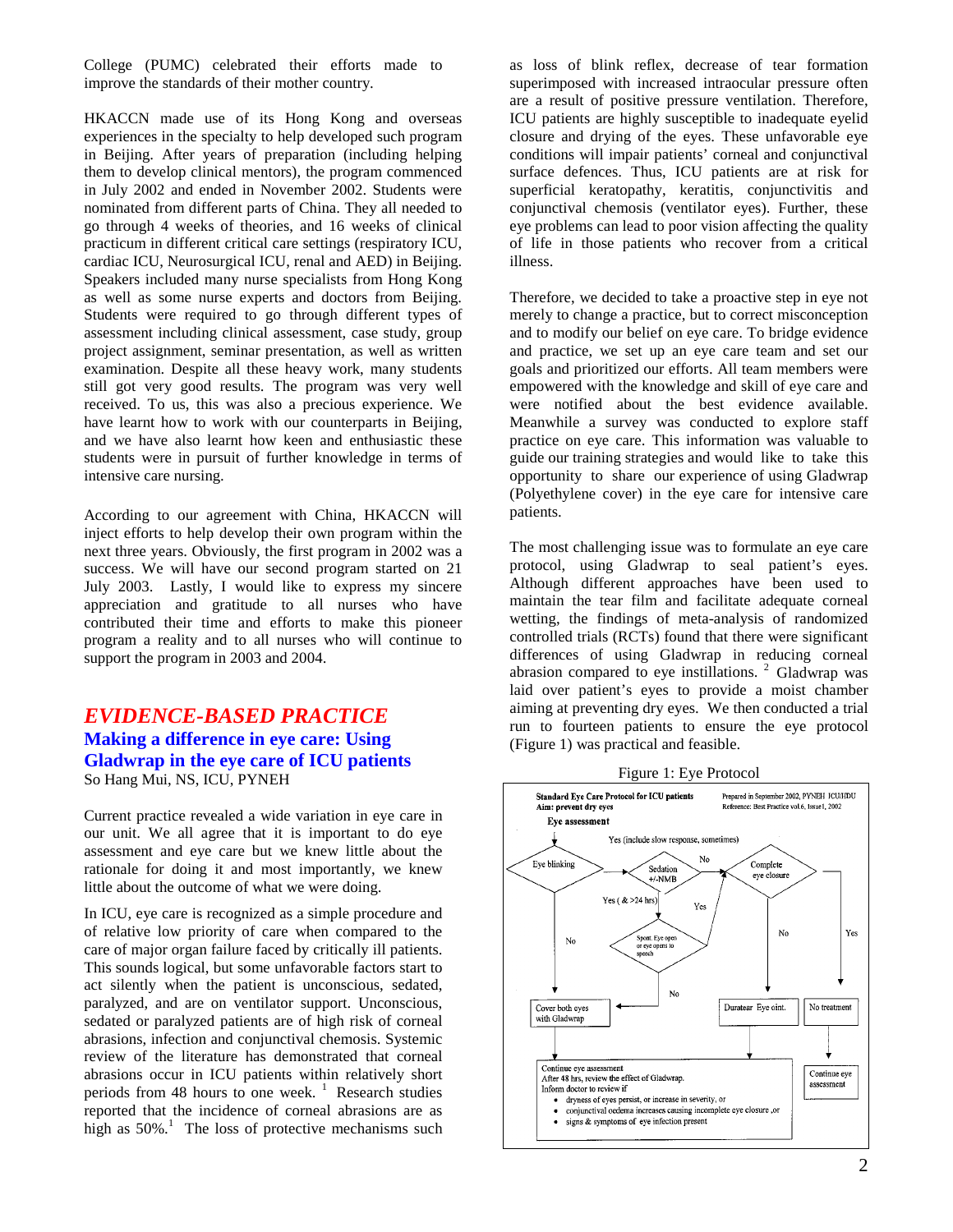College (PUMC) celebrated their efforts made to improve the standards of their mother country.

HKACCN made use of its Hong Kong and overseas experiences in the specialty to help developed such program in Beijing. After years of preparation (including helping them to develop clinical mentors), the program commenced in July 2002 and ended in November 2002. Students were nominated from different parts of China. They all needed to go through 4 weeks of theories, and 16 weeks of clinical practicum in different critical care settings (respiratory ICU, cardiac ICU, Neurosurgical ICU, renal and AED) in Beijing. Speakers included many nurse specialists from Hong Kong as well as some nurse experts and doctors from Beijing. Students were required to go through different types of assessment including clinical assessment, case study, group project assignment, seminar presentation, as well as written examination. Despite all these heavy work, many students still got very good results. The program was very well received. To us, this was also a precious experience. We have learnt how to work with our counterparts in Beijing, and we have also learnt how keen and enthusiastic these students were in pursuit of further knowledge in terms of intensive care nursing.

According to our agreement with China, HKACCN will inject efforts to help develop their own program within the next three years. Obviously, the first program in 2002 was a success. We will have our second program started on 21 July 2003. Lastly, I would like to express my sincere appreciation and gratitude to all nurses who have contributed their time and efforts to make this pioneer program a reality and to all nurses who will continue to support the program in 2003 and 2004.

# *EVIDENCE-BASED PRACTICE*

## Making a difference in eye care: Using Gladwrap in the eye care of ICU patients

So Hang Mui, NS, ICU, PYNEH

Current practice revealed a wide variation in eye care in our unit. We all agree that it is important to do eye assessment and eye care but we knew little about the rationale for doing it and most importantly, we knew little about the outcome of what we were doing.

In ICU, eye care is recognized as a simple procedure and of relative low priority of care when compared to the care of major organ failure faced by critically ill patients. This sounds logical, but some unfavorable factors start to act silently when the patient is unconscious, sedated, paralyzed, and are on ventilator support. Unconscious, sedated or paralyzed patients are of high risk of corneal abrasions, infection and conjunctival chemosis. Systemic review of the literature has demonstrated that corneal abrasions occur in ICU patients within relatively short periods from 48 hours to one week. [1] Research studies reported that the incidence of corneal abrasions are as high as 50%.[1] The loss of protective mechanisms such as loss of blink reflex, decrease of tear formation superimposed with increased intraocular pressure often are a result of positive pressure ventilation. Therefore, ICU patients are highly susceptible to inadequate eyelid closure and drying of the eyes. These unfavorable eye conditions will impair patients' corneal and conjunctival surface defences. Thus, ICU patients are at risk for superficial keratopathy, keratitis, conjunctivitis and conjunctival chemosis (ventilator eyes). Further, these eye problems can lead to poor vision affecting the quality of life in those patients who recover from a critical illness.

Therefore, we decided to take a proactive step in eye not merely to change a practice, but to correct misconception and to modify our belief on eye care. To bridge evidence and practice, we set up an eye care team and set our goals and prioritized our efforts. All team members were empowered with the knowledge and skill of eye care and were notified about the best evidence available. Meanwhile a survey was conducted to explore staff practice on eye care. This information was valuable to guide our training strategies and would like to take this opportunity to share our experience of using Gladwrap (Polyethylene cover) in the eye care for intensive care patients.

The most challenging issue was to formulate an eye care protocol, using Gladwrap to seal patient's eyes. Although different approaches have been used to maintain the tear film and facilitate adequate corneal wetting, the findings of meta-analysis of randomized controlled trials (RCTs) found that there were significant differences of using Gladwrap in reducing corneal abrasion compared to eye instillations. [2] Gladwrap was laid over patient's eyes to provide a moist chamber aiming at preventing dry eyes. We then conducted a trial run to fourteen patients to ensure the eye protocol (Figure 1) was practical and feasible.

Figure 1: Eye Protocol

**Standard Eye Care Protocol for ICU patients**
**Aim: prevent dry eyes**

Prepared in September 2002, PYNEH ICU/HDU
Reference: Best Practice vol.6, Issue1, 2002

**Eye assessment**

- Eye blinking — Yes (include slow response, sometimes) → Complete eye closure
  - Complete eye closure — Yes → No treatment → Continue eye assessment
  - Complete eye closure — No → Duratear Eye oint.
- Eye blinking — No → Cover both eyes with Gladwrap
- Sedation +/-NMB — No → Complete eye closure
- Sedation +/-NMB — Yes (& >24 hrs) → Spont. Eye open or eye opens to speech
  - Yes → Complete eye closure
  - No → Cover both eyes with Gladwrap

Continue eye assessment
After 48 hrs, review the effect of Gladwrap.
Inform doctor to review if
- dryness of eyes persist, or increase in severity, or
- conjunctival oedema increases causing incomplete eye closure, or
- signs & symptoms of eye infection present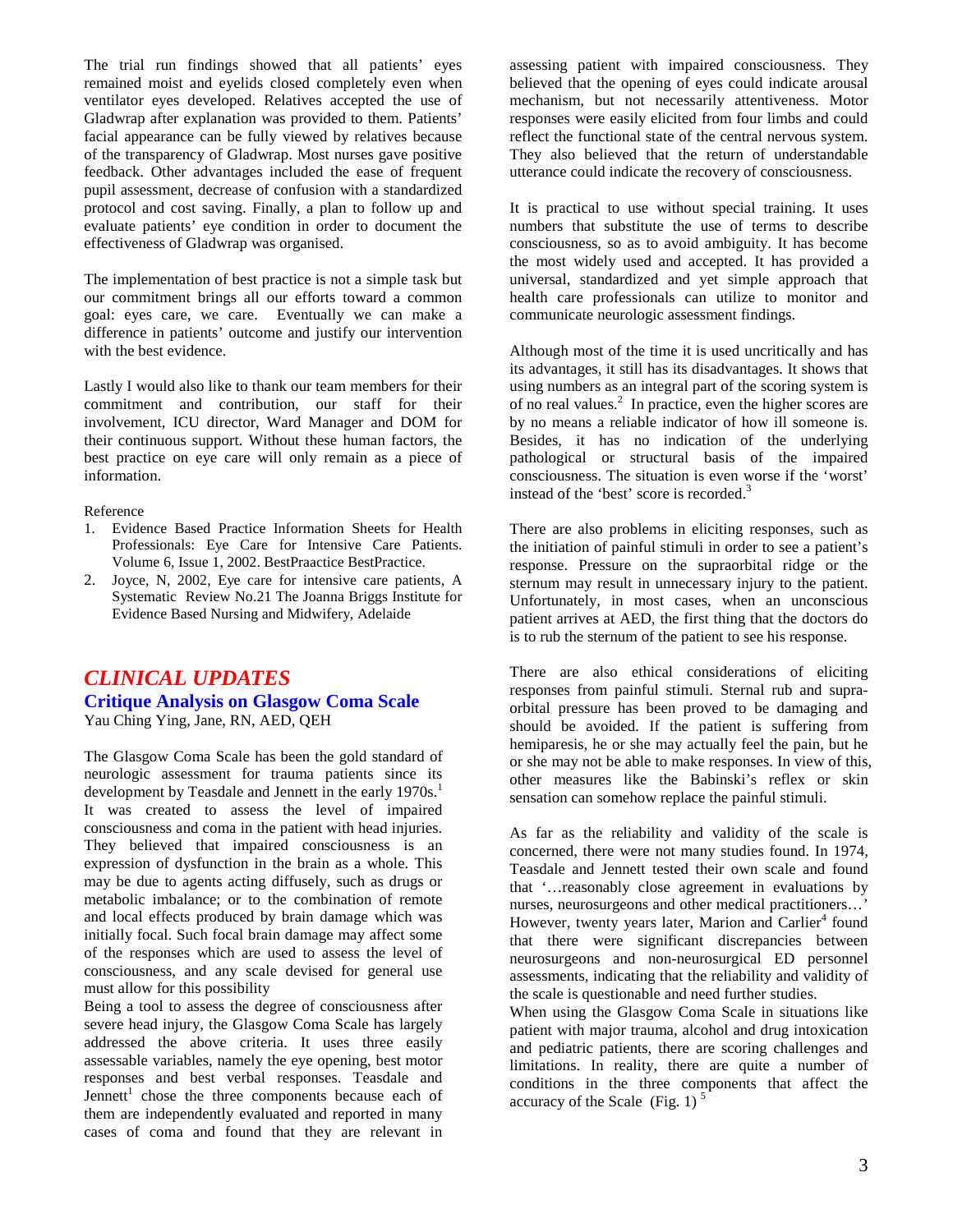The trial run findings showed that all patients' eyes remained moist and eyelids closed completely even when ventilator eyes developed. Relatives accepted the use of Gladwrap after explanation was provided to them. Patients' facial appearance can be fully viewed by relatives because of the transparency of Gladwrap. Most nurses gave positive feedback. Other advantages included the ease of frequent pupil assessment, decrease of confusion with a standardized protocol and cost saving. Finally, a plan to follow up and evaluate patients' eye condition in order to document the effectiveness of Gladwrap was organised.

The implementation of best practice is not a simple task but our commitment brings all our efforts toward a common goal: eyes care, we care. Eventually we can make a difference in patients' outcome and justify our intervention with the best evidence.

Lastly I would also like to thank our team members for their commitment and contribution, our staff for their involvement, ICU director, Ward Manager and DOM for their continuous support. Without these human factors, the best practice on eye care will only remain as a piece of information.

Reference

1. Evidence Based Practice Information Sheets for Health Professionals: Eye Care for Intensive Care Patients. Volume 6, Issue 1, 2002. BestPraactice BestPractice.
2. Joyce, N, 2002, Eye care for intensive care patients, A Systematic Review No.21 The Joanna Briggs Institute for Evidence Based Nursing and Midwifery, Adelaide

# *CLINICAL UPDATES*

## Critique Analysis on Glasgow Coma Scale

Yau Ching Ying, Jane, RN, AED, QEH

The Glasgow Coma Scale has been the gold standard of neurologic assessment for trauma patients since its development by Teasdale and Jennett in the early 1970s.[1] It was created to assess the level of impaired consciousness and coma in the patient with head injuries. They believed that impaired consciousness is an expression of dysfunction in the brain as a whole. This may be due to agents acting diffusely, such as drugs or metabolic imbalance; or to the combination of remote and local effects produced by brain damage which was initially focal. Such focal brain damage may affect some of the responses which are used to assess the level of consciousness, and any scale devised for general use must allow for this possibility

Being a tool to assess the degree of consciousness after severe head injury, the Glasgow Coma Scale has largely addressed the above criteria. It uses three easily assessable variables, namely the eye opening, best motor responses and best verbal responses. Teasdale and Jennett[1] chose the three components because each of them are independently evaluated and reported in many cases of coma and found that they are relevant in assessing patient with impaired consciousness. They believed that the opening of eyes could indicate arousal mechanism, but not necessarily attentiveness. Motor responses were easily elicited from four limbs and could reflect the functional state of the central nervous system. They also believed that the return of understandable utterance could indicate the recovery of consciousness.

It is practical to use without special training. It uses numbers that substitute the use of terms to describe consciousness, so as to avoid ambiguity. It has become the most widely used and accepted. It has provided a universal, standardized and yet simple approach that health care professionals can utilize to monitor and communicate neurologic assessment findings.

Although most of the time it is used uncritically and has its advantages, it still has its disadvantages. It shows that using numbers as an integral part of the scoring system is of no real values.[2] In practice, even the higher scores are by no means a reliable indicator of how ill someone is. Besides, it has no indication of the underlying pathological or structural basis of the impaired consciousness. The situation is even worse if the 'worst' instead of the 'best' score is recorded.[3]

There are also problems in eliciting responses, such as the initiation of painful stimuli in order to see a patient's response. Pressure on the supraorbital ridge or the sternum may result in unnecessary injury to the patient. Unfortunately, in most cases, when an unconscious patient arrives at AED, the first thing that the doctors do is to rub the sternum of the patient to see his response.

There are also ethical considerations of eliciting responses from painful stimuli. Sternal rub and supra-orbital pressure has been proved to be damaging and should be avoided. If the patient is suffering from hemiparesis, he or she may actually feel the pain, but he or she may not be able to make responses. In view of this, other measures like the Babinski's reflex or skin sensation can somehow replace the painful stimuli.

As far as the reliability and validity of the scale is concerned, there were not many studies found. In 1974, Teasdale and Jennett tested their own scale and found that '…reasonably close agreement in evaluations by nurses, neurosurgeons and other medical practitioners…' However, twenty years later, Marion and Carlier[4] found that there were significant discrepancies between neurosurgeons and non-neurosurgical ED personnel assessments, indicating that the reliability and validity of the scale is questionable and need further studies.

When using the Glasgow Coma Scale in situations like patient with major trauma, alcohol and drug intoxication and pediatric patients, there are scoring challenges and limitations. In reality, there are quite a number of conditions in the three components that affect the accuracy of the Scale (Fig. 1)[5]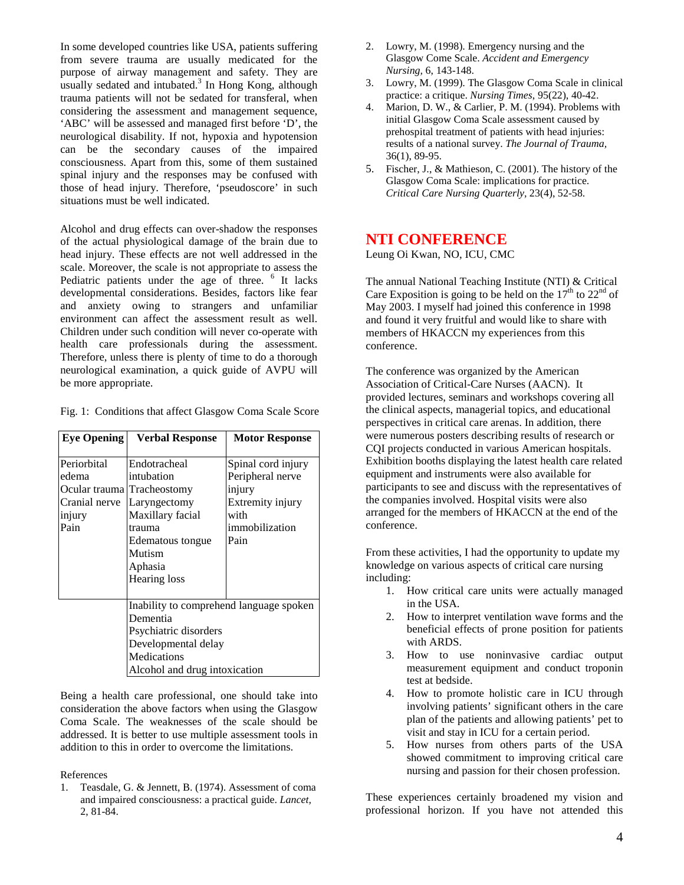In some developed countries like USA, patients suffering from severe trauma are usually medicated for the purpose of airway management and safety. They are usually sedated and intubated.[3] In Hong Kong, although trauma patients will not be sedated for transferal, when considering the assessment and management sequence, 'ABC' will be assessed and managed first before 'D', the neurological disability. If not, hypoxia and hypotension can be the secondary causes of the impaired consciousness. Apart from this, some of them sustained spinal injury and the responses may be confused with those of head injury. Therefore, 'pseudoscore' in such situations must be well indicated.

Alcohol and drug effects can over-shadow the responses of the actual physiological damage of the brain due to head injury. These effects are not well addressed in the scale. Moreover, the scale is not appropriate to assess the Pediatric patients under the age of three. [6] It lacks developmental considerations. Besides, factors like fear and anxiety owing to strangers and unfamiliar environment can affect the assessment result as well. Children under such condition will never co-operate with health care professionals during the assessment. Therefore, unless there is plenty of time to do a thorough neurological examination, a quick guide of AVPU will be more appropriate.

Fig. 1: Conditions that affect Glasgow Coma Scale Score

| Eye Opening | Verbal Response | Motor Response |
|---|---|---|
| Periorbital edema<br>Ocular trauma<br>Cranial nerve injury<br>Pain | Endotracheal intubation<br>Tracheostomy<br>Laryngectomy<br>Maxillary facial trauma<br>Edematous tongue<br>Mutism<br>Aphasia<br>Hearing loss | Spinal cord injury<br>Peripheral nerve injury<br>Extremity injury with immobilization<br>Pain |
| | Inability to comprehend language spoken<br>Dementia<br>Psychiatric disorders<br>Developmental delay<br>Medications<br>Alcohol and drug intoxication | |

Being a health care professional, one should take into consideration the above factors when using the Glasgow Coma Scale. The weaknesses of the scale should be addressed. It is better to use multiple assessment tools in addition to this in order to overcome the limitations.

References

1. Teasdale, G. & Jennett, B. (1974). Assessment of coma and impaired consciousness: a practical guide. *Lancet,* 2, 81-84.
2. Lowry, M. (1998). Emergency nursing and the Glasgow Come Scale. *Accident and Emergency Nursing*, 6, 143-148.
3. Lowry, M. (1999). The Glasgow Coma Scale in clinical practice: a critique. *Nursing Times*, 95(22), 40-42.
4. Marion, D. W., & Carlier, P. M. (1994). Problems with initial Glasgow Coma Scale assessment caused by prehospital treatment of patients with head injuries: results of a national survey. *The Journal of Trauma,* 36(1), 89-95.
5. Fischer, J., & Mathieson, C. (2001). The history of the Glasgow Coma Scale: implications for practice. *Critical Care Nursing Quarterly*, 23(4), 52-58.

## NTI CONFERENCE

Leung Oi Kwan, NO, ICU, CMC

The annual National Teaching Institute (NTI) & Critical Care Exposition is going to be held on the 17th to 22nd of May 2003. I myself had joined this conference in 1998 and found it very fruitful and would like to share with members of HKACCN my experiences from this conference.

The conference was organized by the American Association of Critical-Care Nurses (AACN). It provided lectures, seminars and workshops covering all the clinical aspects, managerial topics, and educational perspectives in critical care arenas. In addition, there were numerous posters describing results of research or CQI projects conducted in various American hospitals. Exhibition booths displaying the latest health care related equipment and instruments were also available for participants to see and discuss with the representatives of the companies involved. Hospital visits were also arranged for the members of HKACCN at the end of the conference.

From these activities, I had the opportunity to update my knowledge on various aspects of critical care nursing including:

1. How critical care units were actually managed in the USA.
2. How to interpret ventilation wave forms and the beneficial effects of prone position for patients with ARDS.
3. How to use noninvasive cardiac output measurement equipment and conduct troponin test at bedside.
4. How to promote holistic care in ICU through involving patients' significant others in the care plan of the patients and allowing patients' pet to visit and stay in ICU for a certain period.
5. How nurses from others parts of the USA showed commitment to improving critical care nursing and passion for their chosen profession.

These experiences certainly broadened my vision and professional horizon. If you have not attended this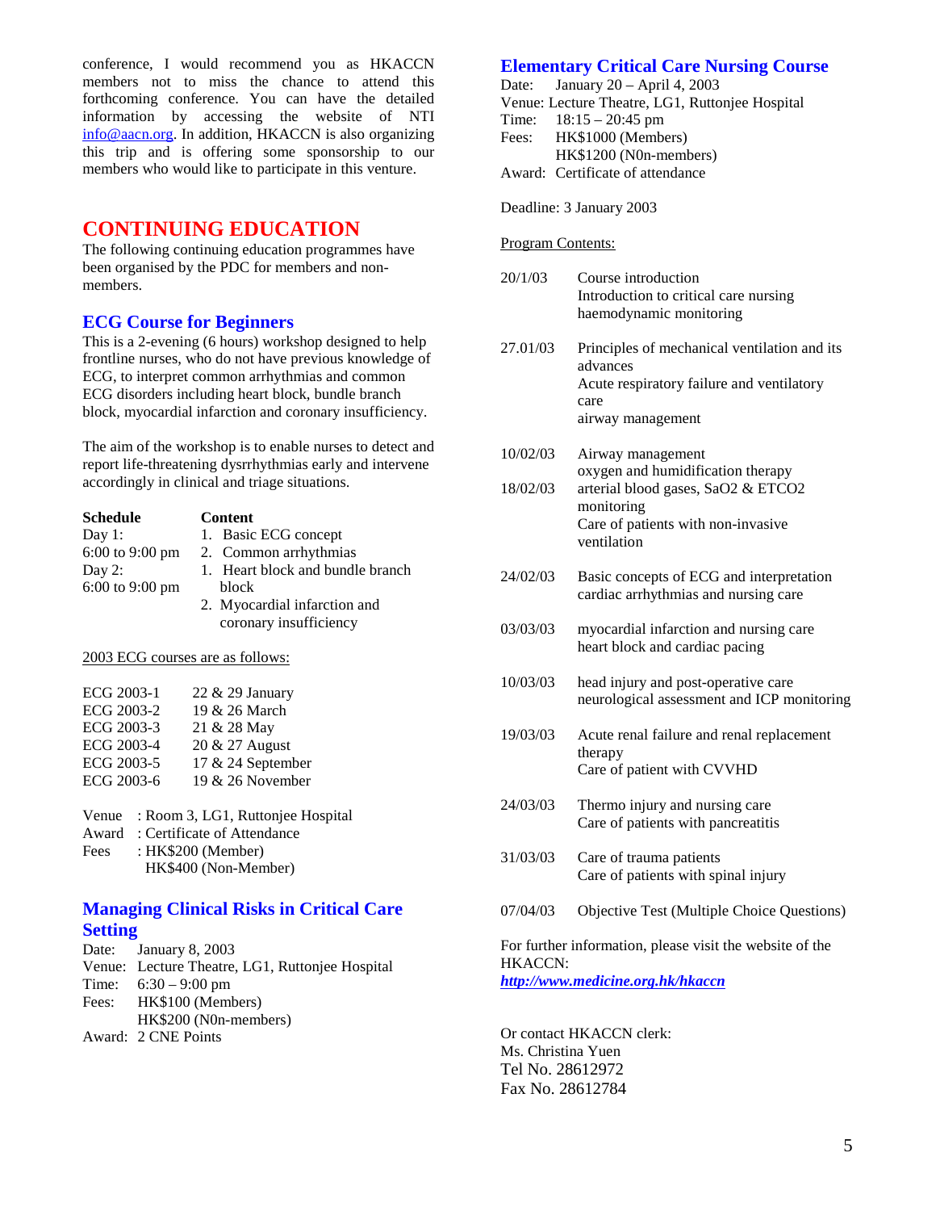conference, I would recommend you as HKACCN members not to miss the chance to attend this forthcoming conference. You can have the detailed information by accessing the website of NTI info@aacn.org. In addition, HKACCN is also organizing this trip and is offering some sponsorship to our members who would like to participate in this venture.

# CONTINUING EDUCATION

The following continuing education programmes have been organised by the PDC for members and non-members.

## ECG Course for Beginners

This is a 2-evening (6 hours) workshop designed to help frontline nurses, who do not have previous knowledge of ECG, to interpret common arrhythmias and common ECG disorders including heart block, bundle branch block, myocardial infarction and coronary insufficiency.

The aim of the workshop is to enable nurses to detect and report life-threatening dysrrhythmias early and intervene accordingly in clinical and triage situations.

| **Schedule** | **Content** |
|---|---|
| Day 1: 6:00 to 9:00 pm | 1. Basic ECG concept<br>2. Common arrhythmias |
| Day 2: 6:00 to 9:00 pm | 1. Heart block and bundle branch block<br>2. Myocardial infarction and coronary insufficiency |

2003 ECG courses are as follows:

| | |
|---|---|
| ECG 2003-1 | 22 & 29 January |
| ECG 2003-2 | 19 & 26 March |
| ECG 2003-3 | 21 & 28 May |
| ECG 2003-4 | 20 & 27 August |
| ECG 2003-5 | 17 & 24 September |
| ECG 2003-6 | 19 & 26 November |

Venue : Room 3, LG1, Ruttonjee Hospital
Award : Certificate of Attendance
Fees : HK$200 (Member)
HK$400 (Non-Member)

## Managing Clinical Risks in Critical Care Setting

Date: January 8, 2003
Venue: Lecture Theatre, LG1, Ruttonjee Hospital
Time: 6:30 – 9:00 pm
Fees: HK$100 (Members)
HK$200 (N0n-members)
Award: 2 CNE Points

## Elementary Critical Care Nursing Course

Date: January 20 – April 4, 2003
Venue: Lecture Theatre, LG1, Ruttonjee Hospital
Time: 18:15 – 20:45 pm
Fees: HK$1000 (Members)
HK$1200 (N0n-members)
Award: Certificate of attendance

Deadline: 3 January 2003

Program Contents:

| | |
|---|---|
| 20/1/03 | Course introduction<br>Introduction to critical care nursing<br>haemodynamic monitoring |
| 27.01/03 | Principles of mechanical ventilation and its advances<br>Acute respiratory failure and ventilatory care<br>airway management |
| 10/02/03 | Airway management<br>oxygen and humidification therapy |
| 18/02/03 | arterial blood gases, SaO2 & ETCO2 monitoring<br>Care of patients with non-invasive ventilation |
| 24/02/03 | Basic concepts of ECG and interpretation<br>cardiac arrhythmias and nursing care |
| 03/03/03 | myocardial infarction and nursing care<br>heart block and cardiac pacing |
| 10/03/03 | head injury and post-operative care<br>neurological assessment and ICP monitoring |
| 19/03/03 | Acute renal failure and renal replacement therapy<br>Care of patient with CVVHD |
| 24/03/03 | Thermo injury and nursing care<br>Care of patients with pancreatitis |
| 31/03/03 | Care of trauma patients<br>Care of patients with spinal injury |
| 07/04/03 | Objective Test (Multiple Choice Questions) |

For further information, please visit the website of the HKACCN:
***http://www.medicine.org.hk/hkaccn***

Or contact HKACCN clerk:
Ms. Christina Yuen
Tel No. 28612972
Fax No. 28612784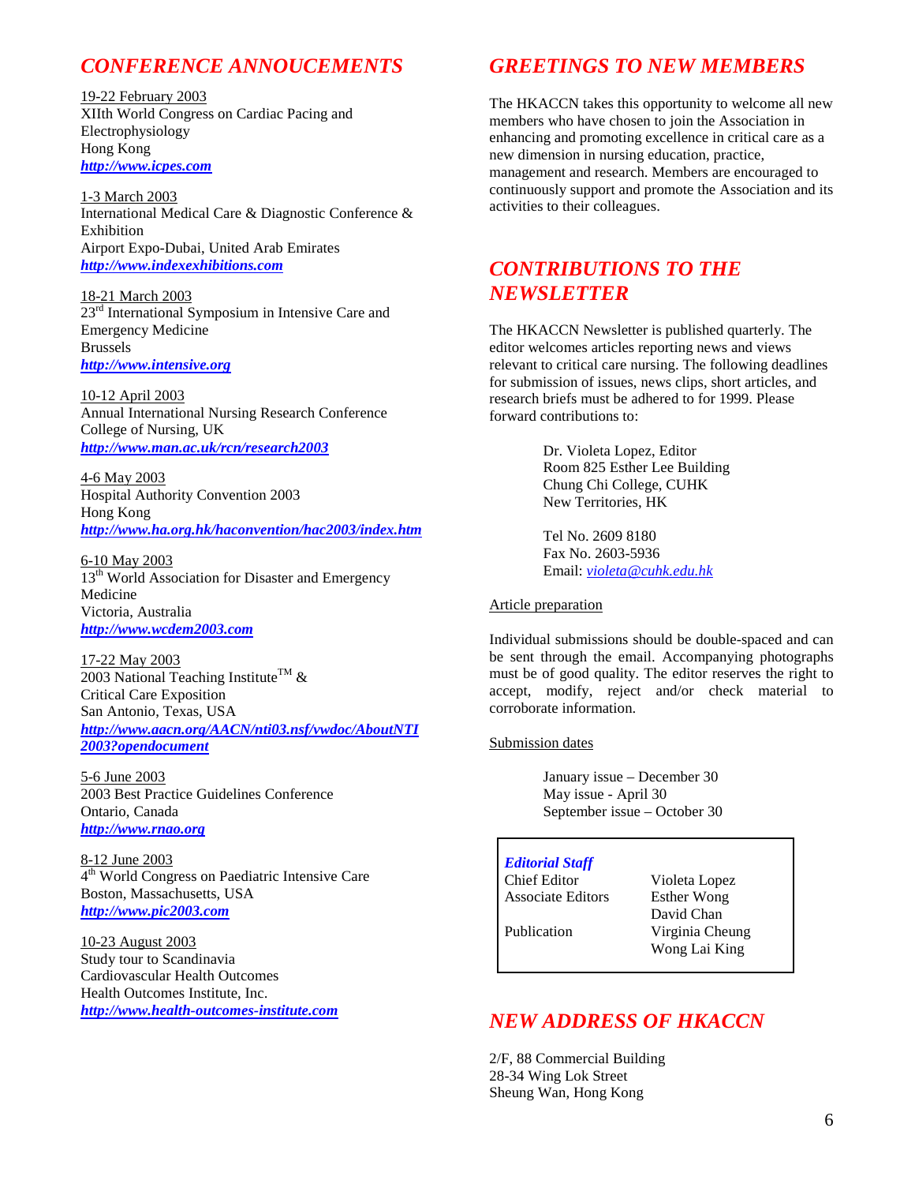## *CONFERENCE ANNOUCEMENTS*

19-22 February 2003
XIIth World Congress on Cardiac Pacing and Electrophysiology
Hong Kong
***http://www.icpes.com***

1-3 March 2003
International Medical Care & Diagnostic Conference & Exhibition
Airport Expo-Dubai, United Arab Emirates
***http://www.indexexhibitions.com***

18-21 March 2003
23rd International Symposium in Intensive Care and Emergency Medicine
Brussels
***http://www.intensive.org***

10-12 April 2003
Annual International Nursing Research Conference
College of Nursing, UK
***http://www.man.ac.uk/rcn/research2003***

4-6 May 2003
Hospital Authority Convention 2003
Hong Kong
***http://www.ha.org.hk/haconvention/hac2003/index.htm***

6-10 May 2003
13th World Association for Disaster and Emergency Medicine
Victoria, Australia
***http://www.wcdem2003.com***

17-22 May 2003
2003 National Teaching Institute™ & Critical Care Exposition
San Antonio, Texas, USA
***http://www.aacn.org/AACN/nti03.nsf/vwdoc/AboutNTI2003?opendocument***

5-6 June 2003
2003 Best Practice Guidelines Conference
Ontario, Canada
***http://www.rnao.org***

8-12 June 2003
4th World Congress on Paediatric Intensive Care
Boston, Massachusetts, USA
***http://www.pic2003.com***

10-23 August 2003
Study tour to Scandinavia
Cardiovascular Health Outcomes
Health Outcomes Institute, Inc.
***http://www.health-outcomes-institute.com***

## *GREETINGS TO NEW MEMBERS*

The HKACCN takes this opportunity to welcome all new members who have chosen to join the Association in enhancing and promoting excellence in critical care as a new dimension in nursing education, practice, management and research. Members are encouraged to continuously support and promote the Association and its activities to their colleagues.

## *CONTRIBUTIONS TO THE NEWSLETTER*

The HKACCN Newsletter is published quarterly. The editor welcomes articles reporting news and views relevant to critical care nursing. The following deadlines for submission of issues, news clips, short articles, and research briefs must be adhered to for 1999. Please forward contributions to:

Dr. Violeta Lopez, Editor
Room 825 Esther Lee Building
Chung Chi College, CUHK
New Territories, HK

Tel No. 2609 8180
Fax No. 2603-5936
Email: *violeta@cuhk.edu.hk*

Article preparation

Individual submissions should be double-spaced and can be sent through the email. Accompanying photographs must be of good quality. The editor reserves the right to accept, modify, reject and/or check material to corroborate information.

Submission dates

January issue – December 30
May issue - April 30
September issue – October 30

***Editorial Staff***

| | |
|---|---|
| Chief Editor | Violeta Lopez |
| Associate Editors | Esther Wong |
| | David Chan |
| Publication | Virginia Cheung |
| | Wong Lai King |

## *NEW ADDRESS OF HKACCN*

2/F, 88 Commercial Building
28-34 Wing Lok Street
Sheung Wan, Hong Kong